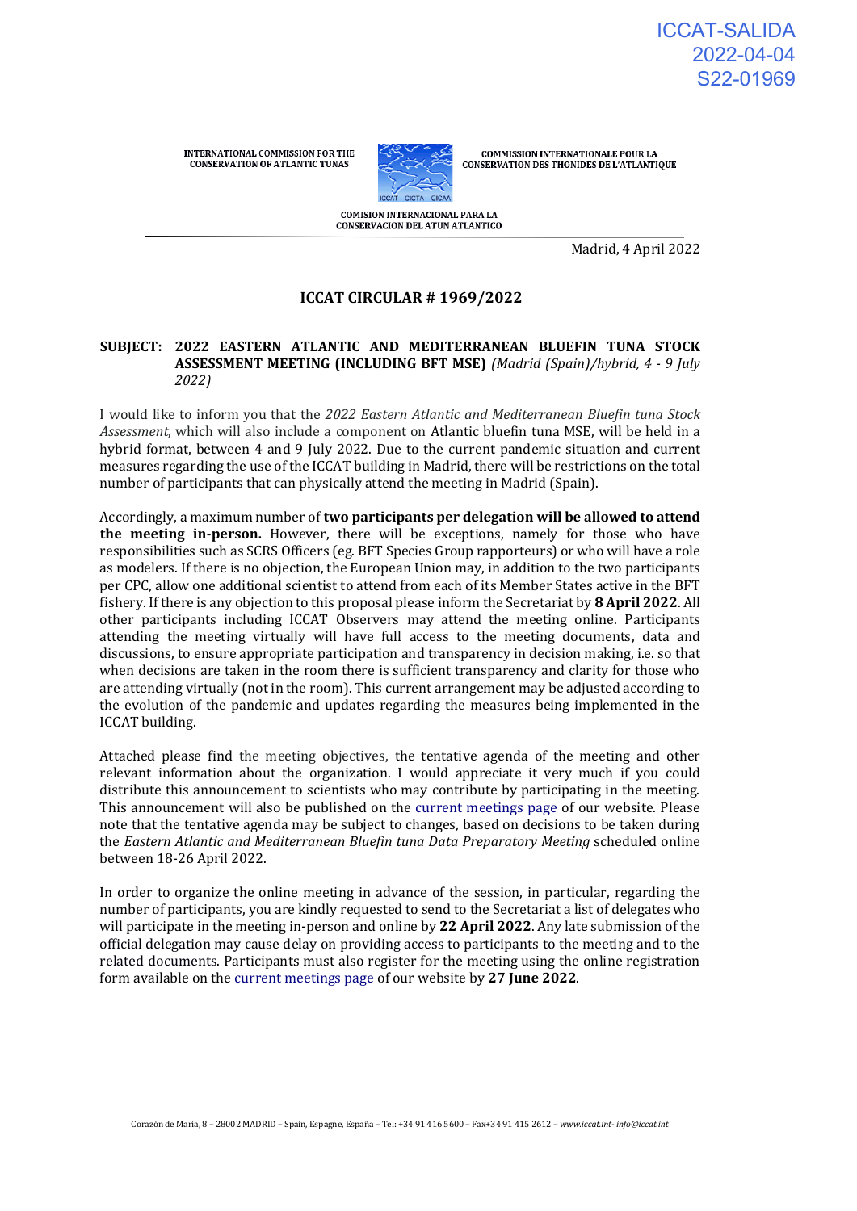ICCAT-SALIDA
2022-04-04
S22-01969

INTERNATIONAL COMMISSION FOR THE CONSERVATION OF ATLANTIC TUNAS

COMMISSION INTERNATIONALE POUR LA CONSERVATION DES THONIDES DE L'ATLANTIQUE

COMISION INTERNACIONAL PARA LA CONSERVACION DEL ATUN ATLANTICO

Madrid, 4 April 2022

## ICCAT CIRCULAR # 1969/2022

**SUBJECT: 2022 EASTERN ATLANTIC AND MEDITERRANEAN BLUEFIN TUNA STOCK ASSESSMENT MEETING (INCLUDING BFT MSE)** *(Madrid (Spain)/hybrid, 4 - 9 July 2022)*

I would like to inform you that the *2022 Eastern Atlantic and Mediterranean Bluefin tuna Stock Assessment*, which will also include a component on Atlantic bluefin tuna MSE, will be held in a hybrid format, between 4 and 9 July 2022. Due to the current pandemic situation and current measures regarding the use of the ICCAT building in Madrid, there will be restrictions on the total number of participants that can physically attend the meeting in Madrid (Spain).

Accordingly, a maximum number of **two participants per delegation will be allowed to attend the meeting in-person.** However, there will be exceptions, namely for those who have responsibilities such as SCRS Officers (eg. BFT Species Group rapporteurs) or who will have a role as modelers. If there is no objection, the European Union may, in addition to the two participants per CPC, allow one additional scientist to attend from each of its Member States active in the BFT fishery. If there is any objection to this proposal please inform the Secretariat by **8 April 2022**. All other participants including ICCAT Observers may attend the meeting online. Participants attending the meeting virtually will have full access to the meeting documents, data and discussions, to ensure appropriate participation and transparency in decision making, i.e. so that when decisions are taken in the room there is sufficient transparency and clarity for those who are attending virtually (not in the room). This current arrangement may be adjusted according to the evolution of the pandemic and updates regarding the measures being implemented in the ICCAT building.

Attached please find the meeting objectives, the tentative agenda of the meeting and other relevant information about the organization. I would appreciate it very much if you could distribute this announcement to scientists who may contribute by participating in the meeting. This announcement will also be published on the current meetings page of our website. Please note that the tentative agenda may be subject to changes, based on decisions to be taken during the *Eastern Atlantic and Mediterranean Bluefin tuna Data Preparatory Meeting* scheduled online between 18-26 April 2022.

In order to organize the online meeting in advance of the session, in particular, regarding the number of participants, you are kindly requested to send to the Secretariat a list of delegates who will participate in the meeting in-person and online by **22 April 2022**. Any late submission of the official delegation may cause delay on providing access to participants to the meeting and to the related documents. Participants must also register for the meeting using the online registration form available on the current meetings page of our website by **27 June 2022**.

Corazón de María, 8 – 28002 MADRID – Spain, Espagne, España – Tel: +34 91 416 5600 – Fax+34 91 415 2612 – *www.iccat.int- info@iccat.int*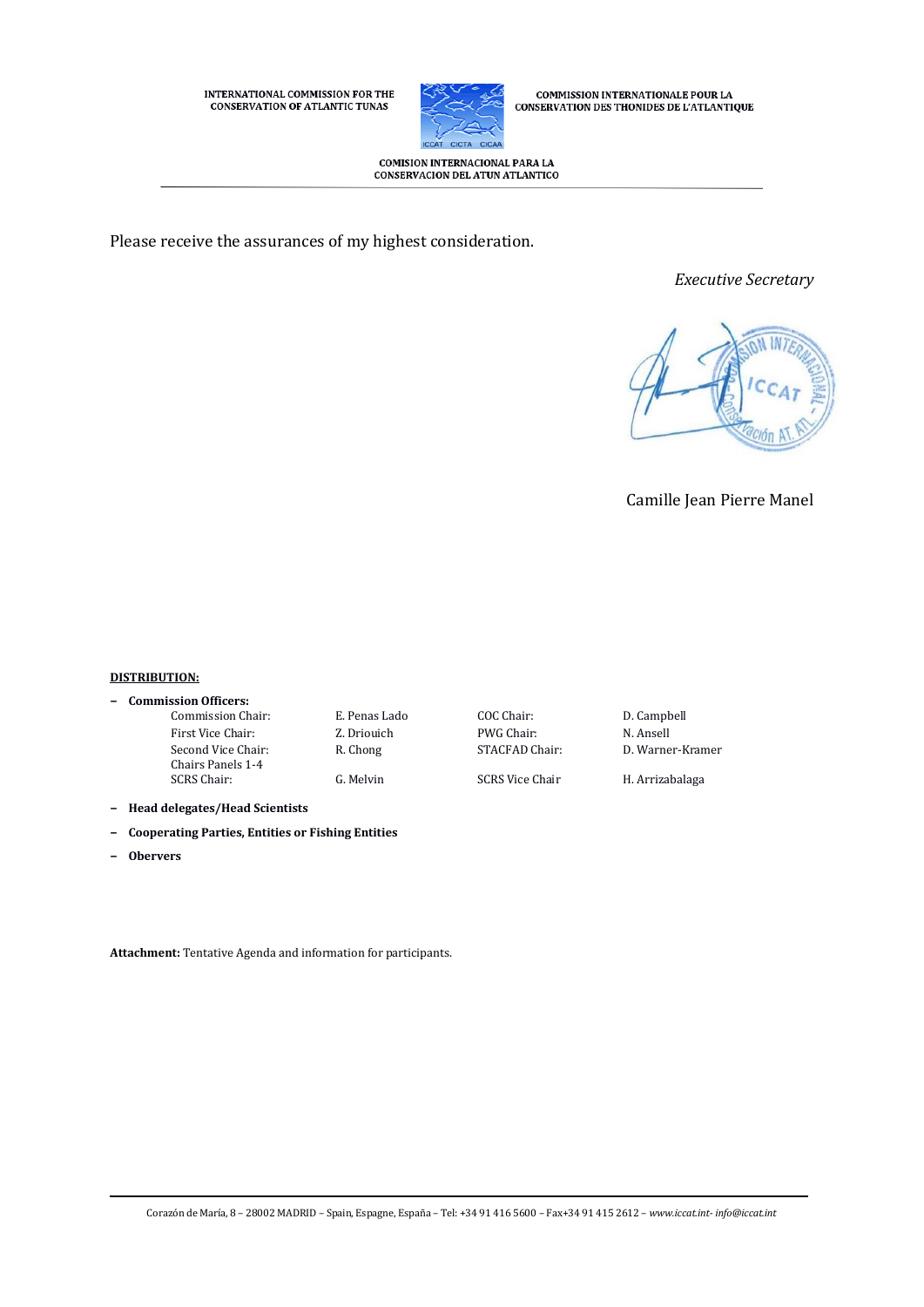Please receive the assurances of my highest consideration.

*Executive Secretary*

Camille Jean Pierre Manel

**DISTRIBUTION:**

- **Commission Officers:**

| | | | |
|---|---|---|---|
| Commission Chair: | E. Penas Lado | COC Chair: | D. Campbell |
| First Vice Chair: | Z. Driouich | PWG Chair: | N. Ansell |
| Second Vice Chair: | R. Chong | STACFAD Chair: | D. Warner-Kramer |
| Chairs Panels 1-4 | | | |
| SCRS Chair: | G. Melvin | SCRS Vice Chair | H. Arrizabalaga |

- **Head delegates/Head Scientists**
- **Cooperating Parties, Entities or Fishing Entities**
- **Obervers**

**Attachment:** Tentative Agenda and information for participants.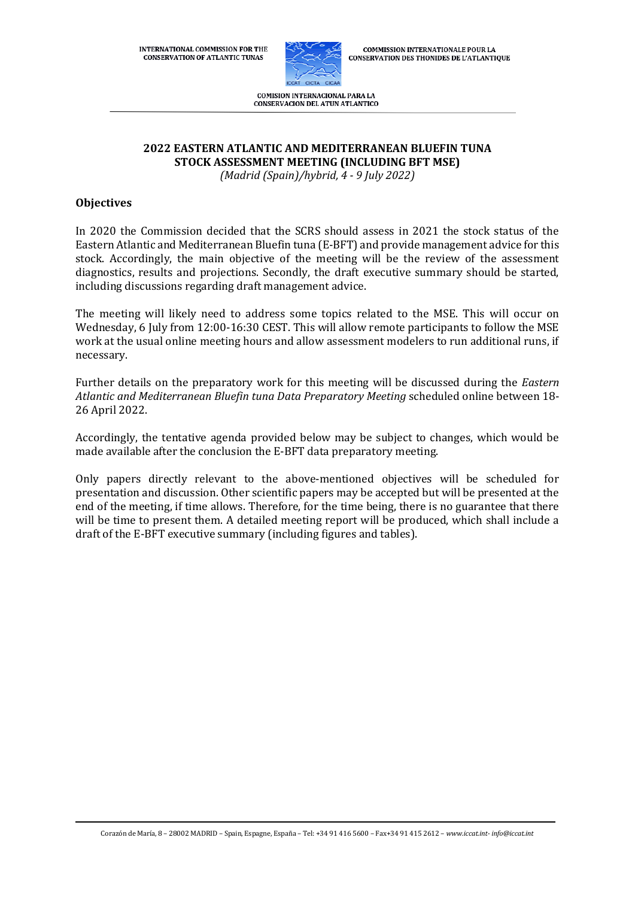INTERNATIONAL COMMISSION FOR THE CONSERVATION OF ATLANTIC TUNAS

COMMISSION INTERNATIONALE POUR LA CONSERVATION DES THONIDES DE L'ATLANTIQUE

COMISION INTERNACIONAL PARA LA CONSERVACION DEL ATUN ATLANTICO

## 2022 EASTERN ATLANTIC AND MEDITERRANEAN BLUEFIN TUNA STOCK ASSESSMENT MEETING (INCLUDING BFT MSE)

*(Madrid (Spain)/hybrid, 4 - 9 July 2022)*

### Objectives

In 2020 the Commission decided that the SCRS should assess in 2021 the stock status of the Eastern Atlantic and Mediterranean Bluefin tuna (E-BFT) and provide management advice for this stock. Accordingly, the main objective of the meeting will be the review of the assessment diagnostics, results and projections. Secondly, the draft executive summary should be started, including discussions regarding draft management advice.

The meeting will likely need to address some topics related to the MSE. This will occur on Wednesday, 6 July from 12:00-16:30 CEST. This will allow remote participants to follow the MSE work at the usual online meeting hours and allow assessment modelers to run additional runs, if necessary.

Further details on the preparatory work for this meeting will be discussed during the *Eastern Atlantic and Mediterranean Bluefin tuna Data Preparatory Meeting* scheduled online between 18-26 April 2022.

Accordingly, the tentative agenda provided below may be subject to changes, which would be made available after the conclusion the E-BFT data preparatory meeting.

Only papers directly relevant to the above-mentioned objectives will be scheduled for presentation and discussion. Other scientific papers may be accepted but will be presented at the end of the meeting, if time allows. Therefore, for the time being, there is no guarantee that there will be time to present them. A detailed meeting report will be produced, which shall include a draft of the E-BFT executive summary (including figures and tables).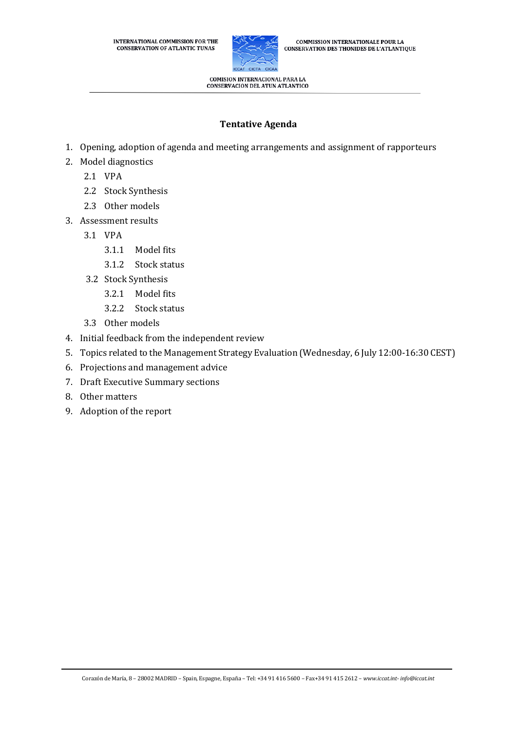INTERNATIONAL COMMISSION FOR THE CONSERVATION OF ATLANTIC TUNAS

COMMISSION INTERNATIONALE POUR LA CONSERVATION DES THONIDES DE L'ATLANTIQUE

COMISION INTERNACIONAL PARA LA CONSERVACION DEL ATUN ATLANTICO

## Tentative Agenda

1. Opening, adoption of agenda and meeting arrangements and assignment of rapporteurs
2. Model diagnostics
   - 2.1 VPA
   - 2.2 Stock Synthesis
   - 2.3 Other models
3. Assessment results
   - 3.1 VPA
     - 3.1.1 Model fits
     - 3.1.2 Stock status
   - 3.2 Stock Synthesis
     - 3.2.1 Model fits
     - 3.2.2 Stock status
   - 3.3 Other models
4. Initial feedback from the independent review
5. Topics related to the Management Strategy Evaluation (Wednesday, 6 July 12:00-16:30 CEST)
6. Projections and management advice
7. Draft Executive Summary sections
8. Other matters
9. Adoption of the report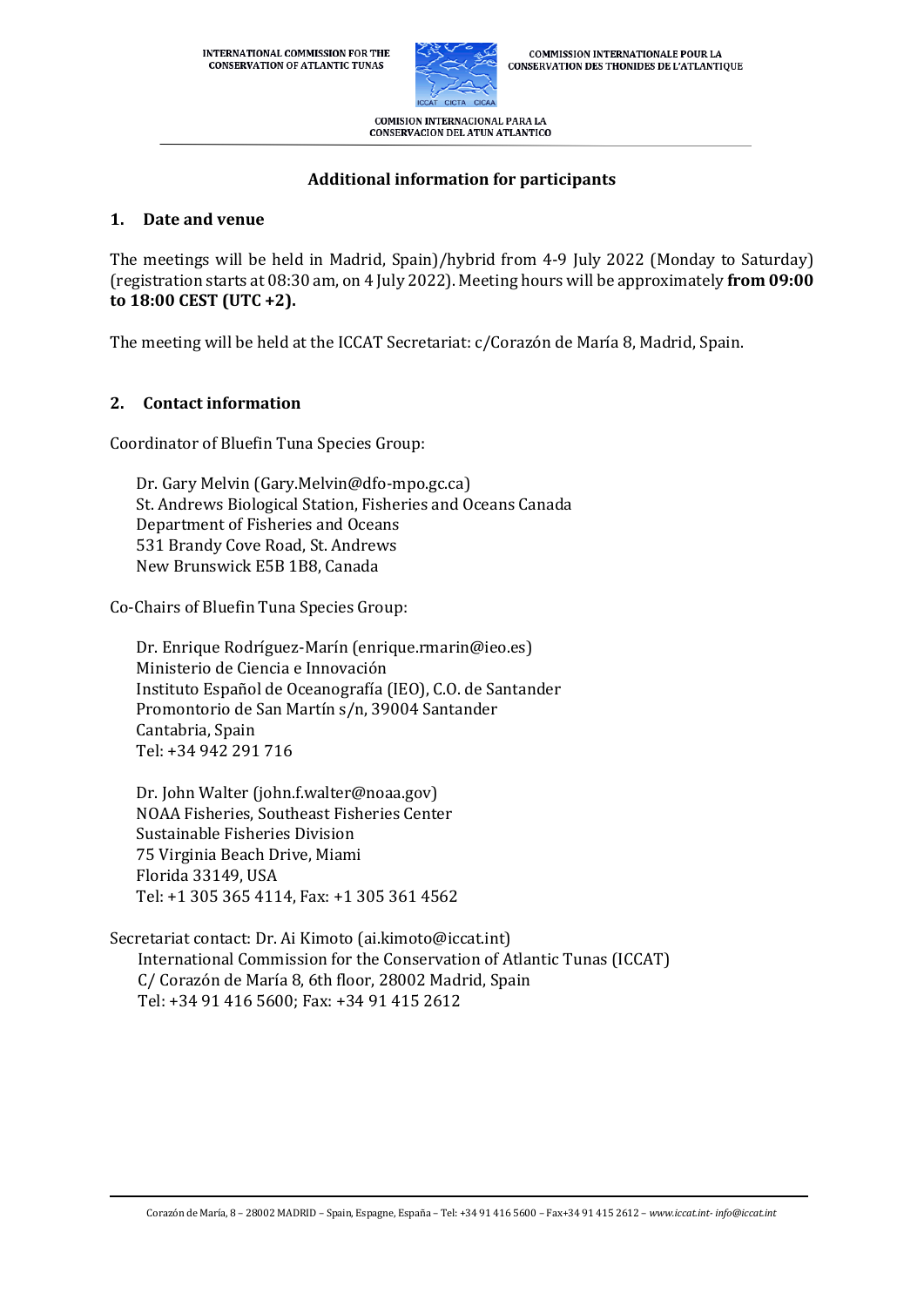INTERNATIONAL COMMISSION FOR THE CONSERVATION OF ATLANTIC TUNAS

COMMISSION INTERNATIONALE POUR LA CONSERVATION DES THONIDES DE L'ATLANTIQUE

COMISION INTERNACIONAL PARA LA CONSERVACION DEL ATUN ATLANTICO

## Additional information for participants

### 1. Date and venue

The meetings will be held in Madrid, Spain)/hybrid from 4-9 July 2022 (Monday to Saturday) (registration starts at 08:30 am, on 4 July 2022). Meeting hours will be approximately **from 09:00 to 18:00 CEST (UTC +2).**

The meeting will be held at the ICCAT Secretariat: c/Corazón de María 8, Madrid, Spain.

### 2. Contact information

Coordinator of Bluefin Tuna Species Group:

Dr. Gary Melvin (Gary.Melvin@dfo-mpo.gc.ca)
St. Andrews Biological Station, Fisheries and Oceans Canada
Department of Fisheries and Oceans
531 Brandy Cove Road, St. Andrews
New Brunswick E5B 1B8, Canada

Co-Chairs of Bluefin Tuna Species Group:

Dr. Enrique Rodríguez-Marín (enrique.rmarin@ieo.es)
Ministerio de Ciencia e Innovación
Instituto Español de Oceanografía (IEO), C.O. de Santander
Promontorio de San Martín s/n, 39004 Santander
Cantabria, Spain
Tel: +34 942 291 716

Dr. John Walter (john.f.walter@noaa.gov)
NOAA Fisheries, Southeast Fisheries Center
Sustainable Fisheries Division
75 Virginia Beach Drive, Miami
Florida 33149, USA
Tel: +1 305 365 4114, Fax: +1 305 361 4562

Secretariat contact: Dr. Ai Kimoto (ai.kimoto@iccat.int)
International Commission for the Conservation of Atlantic Tunas (ICCAT)
C/ Corazón de María 8, 6th floor, 28002 Madrid, Spain
Tel: +34 91 416 5600; Fax: +34 91 415 2612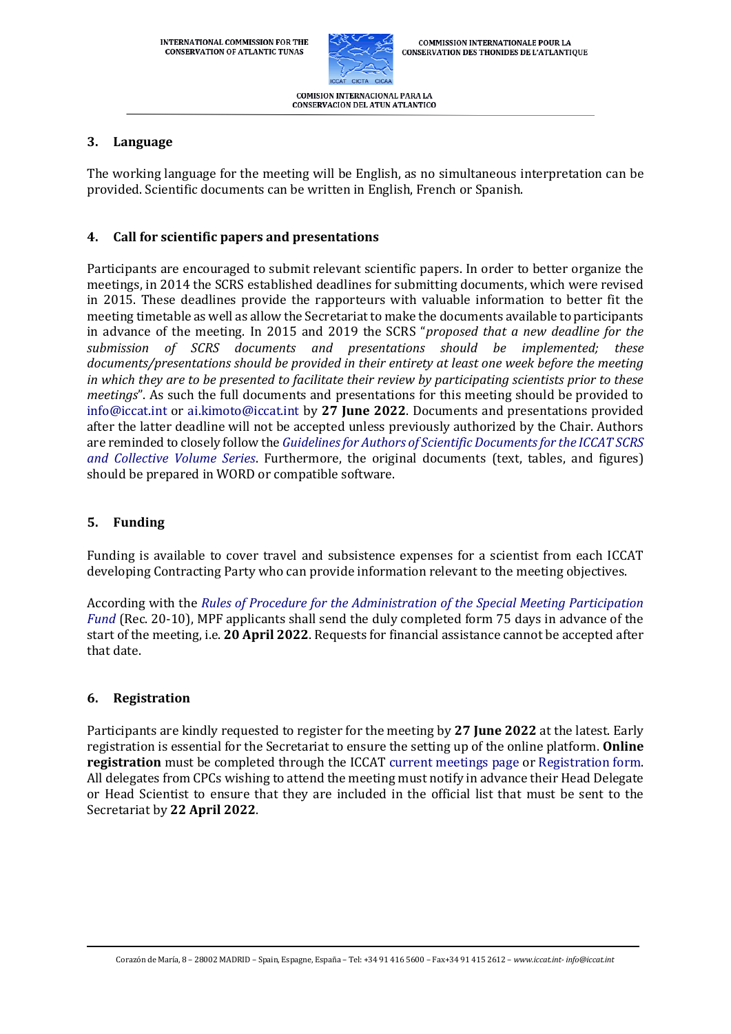## 3. Language

The working language for the meeting will be English, as no simultaneous interpretation can be provided. Scientific documents can be written in English, French or Spanish.

## 4. Call for scientific papers and presentations

Participants are encouraged to submit relevant scientific papers. In order to better organize the meetings, in 2014 the SCRS established deadlines for submitting documents, which were revised in 2015. These deadlines provide the rapporteurs with valuable information to better fit the meeting timetable as well as allow the Secretariat to make the documents available to participants in advance of the meeting. In 2015 and 2019 the SCRS "*proposed that a new deadline for the submission of SCRS documents and presentations should be implemented; these documents/presentations should be provided in their entirety at least one week before the meeting in which they are to be presented to facilitate their review by participating scientists prior to these meetings*". As such the full documents and presentations for this meeting should be provided to info@iccat.int or ai.kimoto@iccat.int by **27 June 2022**. Documents and presentations provided after the latter deadline will not be accepted unless previously authorized by the Chair. Authors are reminded to closely follow the *Guidelines for Authors of Scientific Documents for the ICCAT SCRS and Collective Volume Series*. Furthermore, the original documents (text, tables, and figures) should be prepared in WORD or compatible software.

## 5. Funding

Funding is available to cover travel and subsistence expenses for a scientist from each ICCAT developing Contracting Party who can provide information relevant to the meeting objectives.

According with the *Rules of Procedure for the Administration of the Special Meeting Participation Fund* (Rec. 20-10), MPF applicants shall send the duly completed form 75 days in advance of the start of the meeting, i.e. **20 April 2022**. Requests for financial assistance cannot be accepted after that date.

## 6. Registration

Participants are kindly requested to register for the meeting by **27 June 2022** at the latest. Early registration is essential for the Secretariat to ensure the setting up of the online platform. **Online registration** must be completed through the ICCAT current meetings page or Registration form. All delegates from CPCs wishing to attend the meeting must notify in advance their Head Delegate or Head Scientist to ensure that they are included in the official list that must be sent to the Secretariat by **22 April 2022**.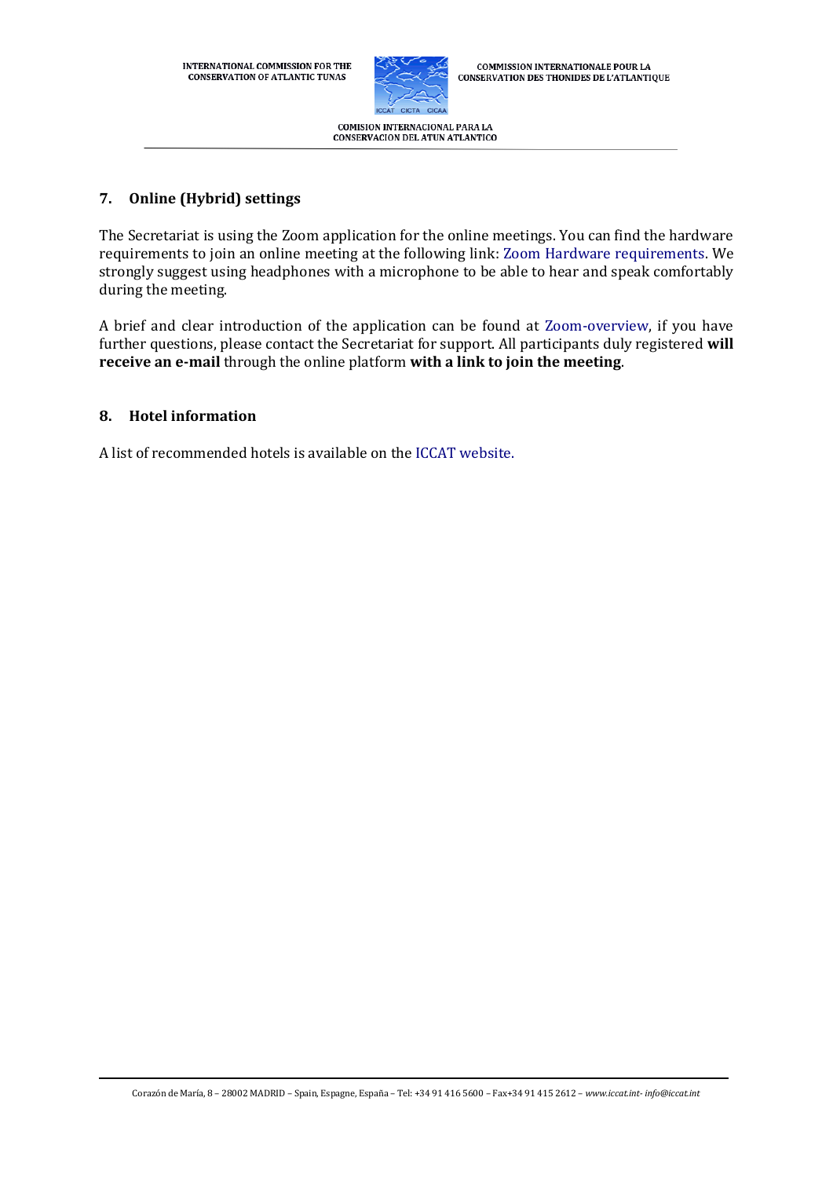## 7. Online (Hybrid) settings

The Secretariat is using the Zoom application for the online meetings. You can find the hardware requirements to join an online meeting at the following link: Zoom Hardware requirements. We strongly suggest using headphones with a microphone to be able to hear and speak comfortably during the meeting.

A brief and clear introduction of the application can be found at Zoom-overview, if you have further questions, please contact the Secretariat for support. All participants duly registered **will receive an e-mail** through the online platform **with a link to join the meeting**.

## 8. Hotel information

A list of recommended hotels is available on the ICCAT website.